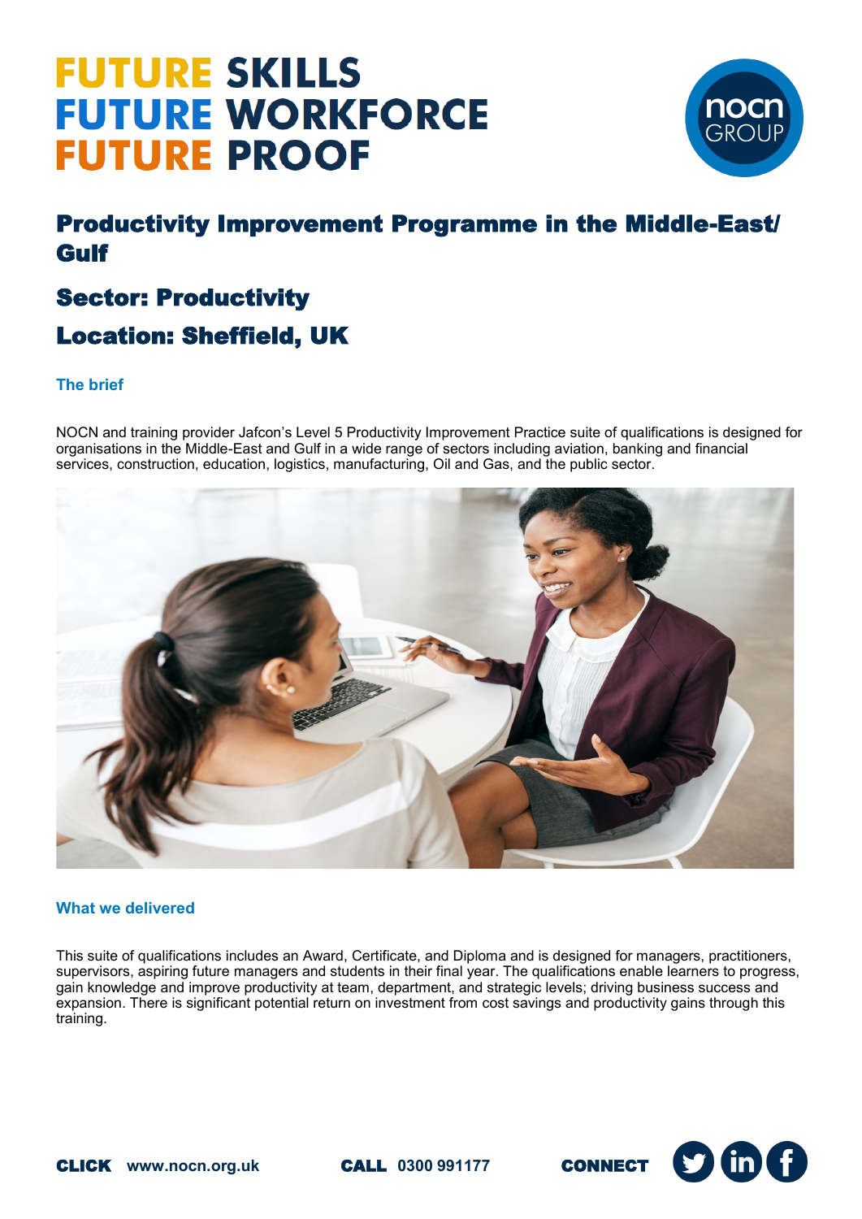# FUTURE SKILLS
# FUTURE WORKFORCE
# FUTURE PROOF

## Productivity Improvement Programme in the Middle-East/ Gulf

## Sector: Productivity

## Location: Sheffield, UK

### The brief

NOCN and training provider Jafcon's Level 5 Productivity Improvement Practice suite of qualifications is designed for organisations in the Middle-East and Gulf in a wide range of sectors including aviation, banking and financial services, construction, education, logistics, manufacturing, Oil and Gas, and the public sector.

### What we delivered

This suite of qualifications includes an Award, Certificate, and Diploma and is designed for managers, practitioners, supervisors, aspiring future managers and students in their final year. The qualifications enable learners to progress, gain knowledge and improve productivity at team, department, and strategic levels; driving business success and expansion. There is significant potential return on investment from cost savings and productivity gains through this training.

**CLICK** www.nocn.org.uk **CALL** 0300 991177 **CONNECT**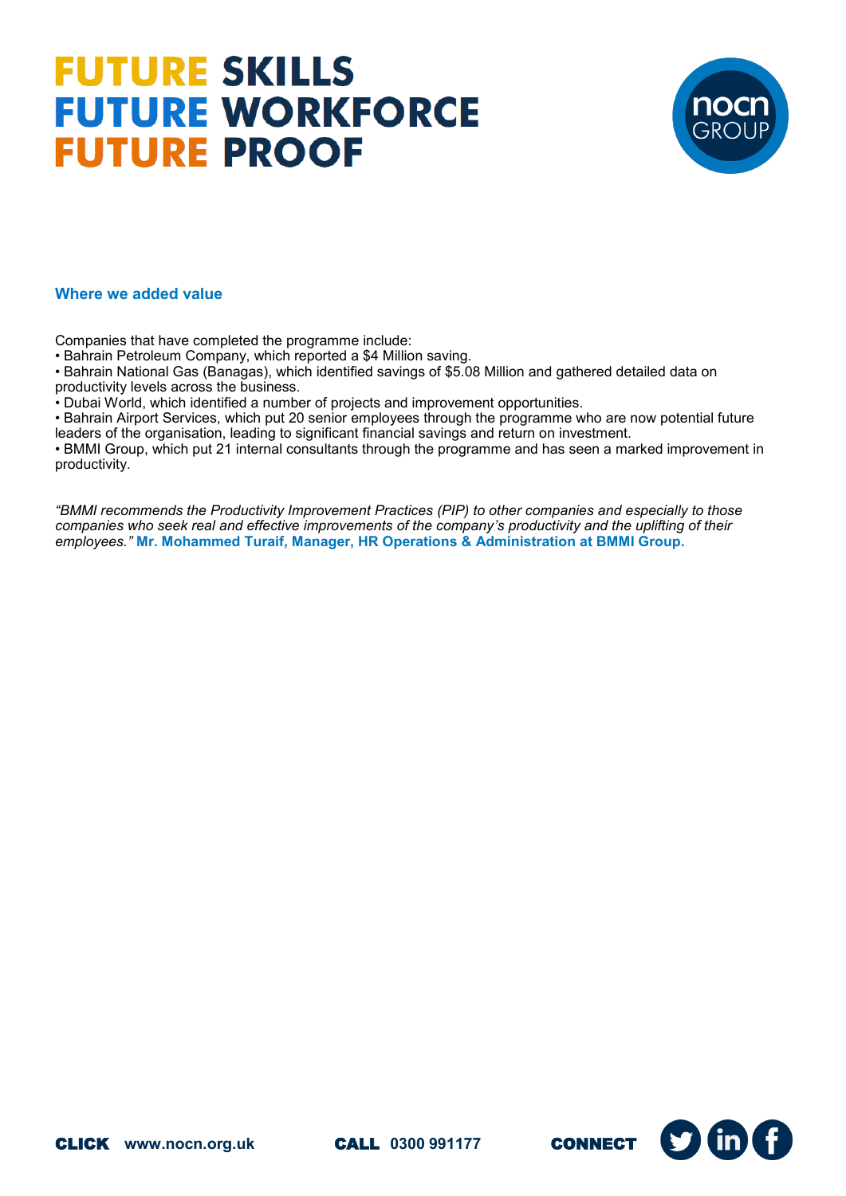# FUTURE SKILLS
# FUTURE WORKFORCE
# FUTURE PROOF

## Where we added value

Companies that have completed the programme include:

- Bahrain Petroleum Company, which reported a $4 Million saving.
- Bahrain National Gas (Banagas), which identified savings of $5.08 Million and gathered detailed data on productivity levels across the business.
- Dubai World, which identified a number of projects and improvement opportunities.
- Bahrain Airport Services, which put 20 senior employees through the programme who are now potential future leaders of the organisation, leading to significant financial savings and return on investment.
- BMMI Group, which put 21 internal consultants through the programme and has seen a marked improvement in productivity.

*"BMMI recommends the Productivity Improvement Practices (PIP) to other companies and especially to those companies who seek real and effective improvements of the company's productivity and the uplifting of their employees."* **Mr. Mohammed Turaif, Manager, HR Operations & Administration at BMMI Group.**

**CLICK** www.nocn.org.uk **CALL** 0300 991177 **CONNECT**